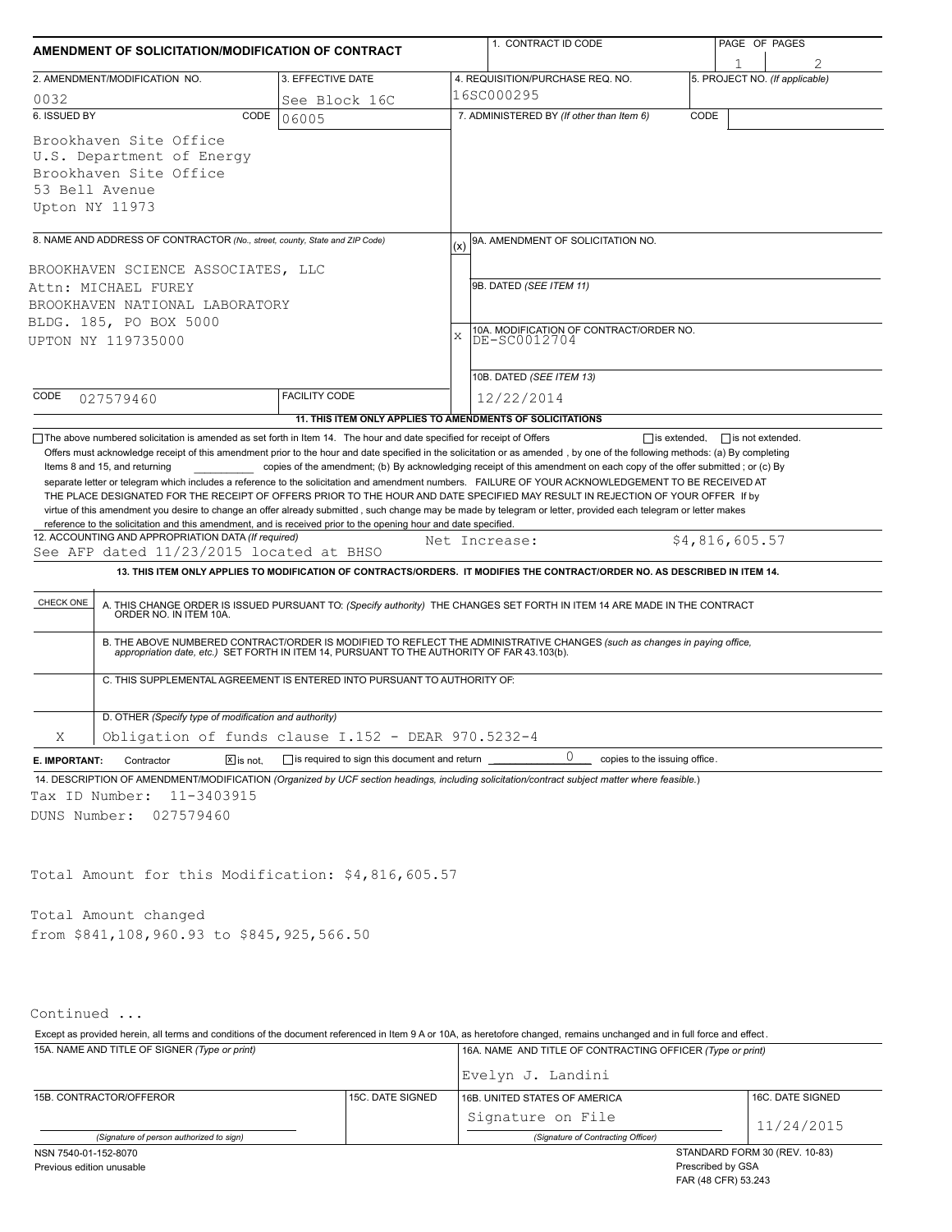## AMENDMENT OF SOLICITATION/MODIFICATION OF CONTRACT

| 1. CONTRACT ID CODE | PAGE OF PAGES |
|---|---|
| | 1 / 2 |

| 2. AMENDMENT/MODIFICATION NO. | 3. EFFECTIVE DATE | 4. REQUISITION/PURCHASE REQ. NO. | 5. PROJECT NO. (If applicable) |
|---|---|---|---|
| 0032 | See Block 16C | 16SC000295 | |

**6. ISSUED BY** CODE 06005

Brookhaven Site Office
U.S. Department of Energy
Brookhaven Site Office
53 Bell Avenue
Upton NY 11973

**7. ADMINISTERED BY** (If other than Item 6) CODE

**8. NAME AND ADDRESS OF CONTRACTOR** (No., street, county, State and ZIP Code)

BROOKHAVEN SCIENCE ASSOCIATES, LLC
Attn: MICHAEL FUREY
BROOKHAVEN NATIONAL LABORATORY
BLDG. 185, PO BOX 5000
UPTON NY 119735000

CODE 027579460 FACILITY CODE

(x) 9A. AMENDMENT OF SOLICITATION NO.

9B. DATED (SEE ITEM 11)

X 10A. MODIFICATION OF CONTRACT/ORDER NO. DE-SC0012704

10B. DATED (SEE ITEM 13) 12/22/2014

**11. THIS ITEM ONLY APPLIES TO AMENDMENTS OF SOLICITATIONS**

☐ The above numbered solicitation is amended as set forth in Item 14. The hour and date specified for receipt of Offers ☐ is extended, ☐ is not extended.

Offers must acknowledge receipt of this amendment prior to the hour and date specified in the solicitation or as amended, by one of the following methods: (a) By completing Items 8 and 15, and returning \_\_\_\_\_\_\_\_\_\_ copies of the amendment; (b) By acknowledging receipt of this amendment on each copy of the offer submitted ; or (c) By separate letter or telegram which includes a reference to the solicitation and amendment numbers. FAILURE OF YOUR ACKNOWLEDGEMENT TO BE RECEIVED AT THE PLACE DESIGNATED FOR THE RECEIPT OF OFFERS PRIOR TO THE HOUR AND DATE SPECIFIED MAY RESULT IN REJECTION OF YOUR OFFER If by virtue of this amendment you desire to change an offer already submitted , such change may be made by telegram or letter, provided each telegram or letter makes reference to the solicitation and this amendment, and is received prior to the opening hour and date specified.

**12. ACCOUNTING AND APPROPRIATION DATA** (If required)
See AFP dated 11/23/2015 located at BHSO    Net Increase: $4,816,605.57

**13. THIS ITEM ONLY APPLIES TO MODIFICATION OF CONTRACTS/ORDERS. IT MODIFIES THE CONTRACT/ORDER NO. AS DESCRIBED IN ITEM 14.**

| CHECK ONE | |
|---|---|
| | A. THIS CHANGE ORDER IS ISSUED PURSUANT TO: (Specify authority) THE CHANGES SET FORTH IN ITEM 14 ARE MADE IN THE CONTRACT ORDER NO. IN ITEM 10A. |
| | B. THE ABOVE NUMBERED CONTRACT/ORDER IS MODIFIED TO REFLECT THE ADMINISTRATIVE CHANGES (such as changes in paying office, appropriation date, etc.) SET FORTH IN ITEM 14, PURSUANT TO THE AUTHORITY OF FAR 43.103(b). |
| | C. THIS SUPPLEMENTAL AGREEMENT IS ENTERED INTO PURSUANT TO AUTHORITY OF: |
| X | D. OTHER (Specify type of modification and authority) Obligation of funds clause I.152 - DEAR 970.5232-4 |

**E. IMPORTANT:** Contractor ☒ is not, ☐ is required to sign this document and return 0 copies to the issuing office.

**14. DESCRIPTION OF AMENDMENT/MODIFICATION** (Organized by UCF section headings, including solicitation/contract subject matter where feasible.)

Tax ID Number: 11-3403915
DUNS Number: 027579460

Total Amount for this Modification: $4,816,605.57

Total Amount changed
from $841,108,960.93 to $845,925,566.50

Continued ...

Except as provided herein, all terms and conditions of the document referenced in Item 9 A or 10A, as heretofore changed, remains unchanged and in full force and effect.

| 15A. NAME AND TITLE OF SIGNER (Type or print) | | 16A. NAME AND TITLE OF CONTRACTING OFFICER (Type or print) | |
|---|---|---|---|
| | | Evelyn J. Landini | |
| 15B. CONTRACTOR/OFFEROR | 15C. DATE SIGNED | 16B. UNITED STATES OF AMERICA | 16C. DATE SIGNED |
| (Signature of person authorized to sign) | | Signature on File (Signature of Contracting Officer) | 11/24/2015 |

NSN 7540-01-152-8070
Previous edition unusable

STANDARD FORM 30 (REV. 10-83)
Prescribed by GSA
FAR (48 CFR) 53.243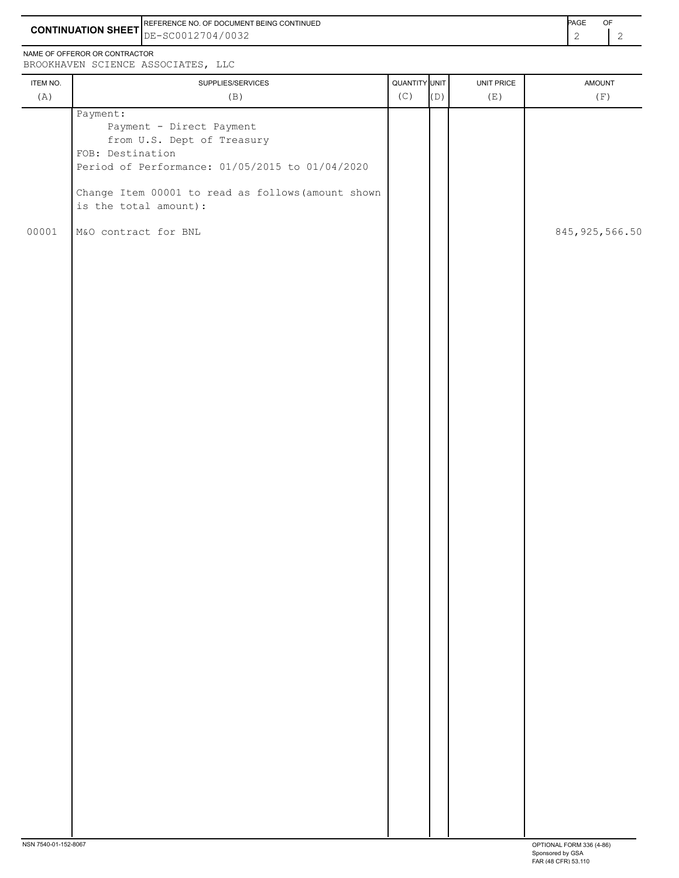**CONTINUATION SHEET**

REFERENCE NO. OF DOCUMENT BEING CONTINUED: DE-SC0012704/0032

NAME OF OFFEROR OR CONTRACTOR: BROOKHAVEN SCIENCE ASSOCIATES, LLC

| ITEM NO. (A) | SUPPLIES/SERVICES (B) | QUANTITY (C) | UNIT (D) | UNIT PRICE (E) | AMOUNT (F) |
|---|---|---|---|---|---|
| | Payment:<br>Payment - Direct Payment<br>from U.S. Dept of Treasury<br>FOB: Destination<br>Period of Performance: 01/05/2015 to 01/04/2020<br><br>Change Item 00001 to read as follows(amount shown is the total amount): | | | | |
| 00001 | M&O contract for BNL | | | | 845,925,566.50 |

NSN 7540-01-152-8067

OPTIONAL FORM 336 (4-86)
Sponsored by GSA
FAR (48 CFR) 53.110